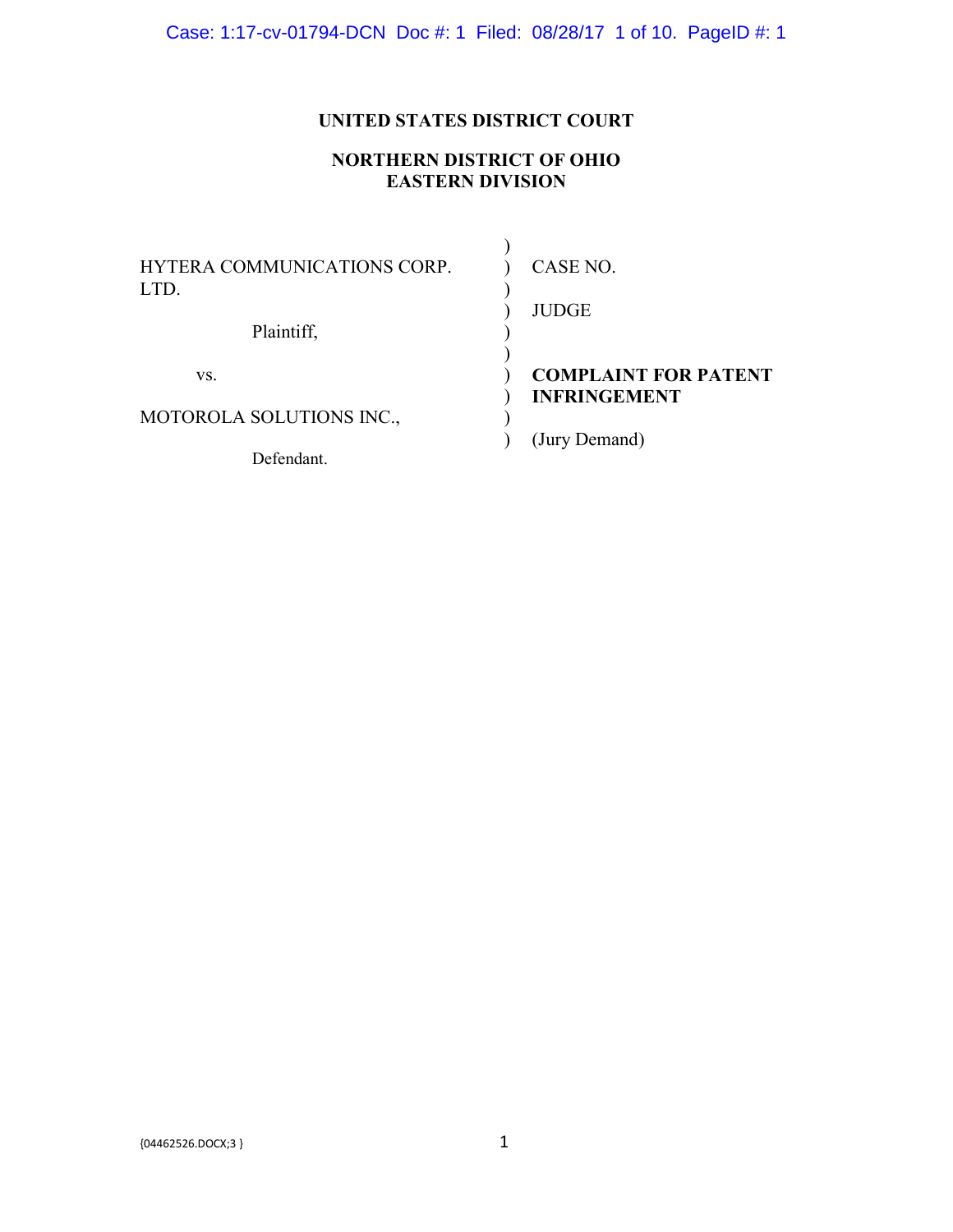**UNITED STATES DISTRICT COURT**

**NORTHERN DISTRICT OF OHIO**
**EASTERN DIVISION**

| | | |
|---|---|---|
| HYTERA COMMUNICATIONS CORP. LTD. | ) | CASE NO. |
| | ) | |
| Plaintiff, | ) | JUDGE |
| | ) | |
| vs. | ) | **COMPLAINT FOR PATENT INFRINGEMENT** |
| | ) | |
| MOTOROLA SOLUTIONS INC., | ) | (Jury Demand) |
| | ) | |
| Defendant. | | |

{04462526.DOCX;3 }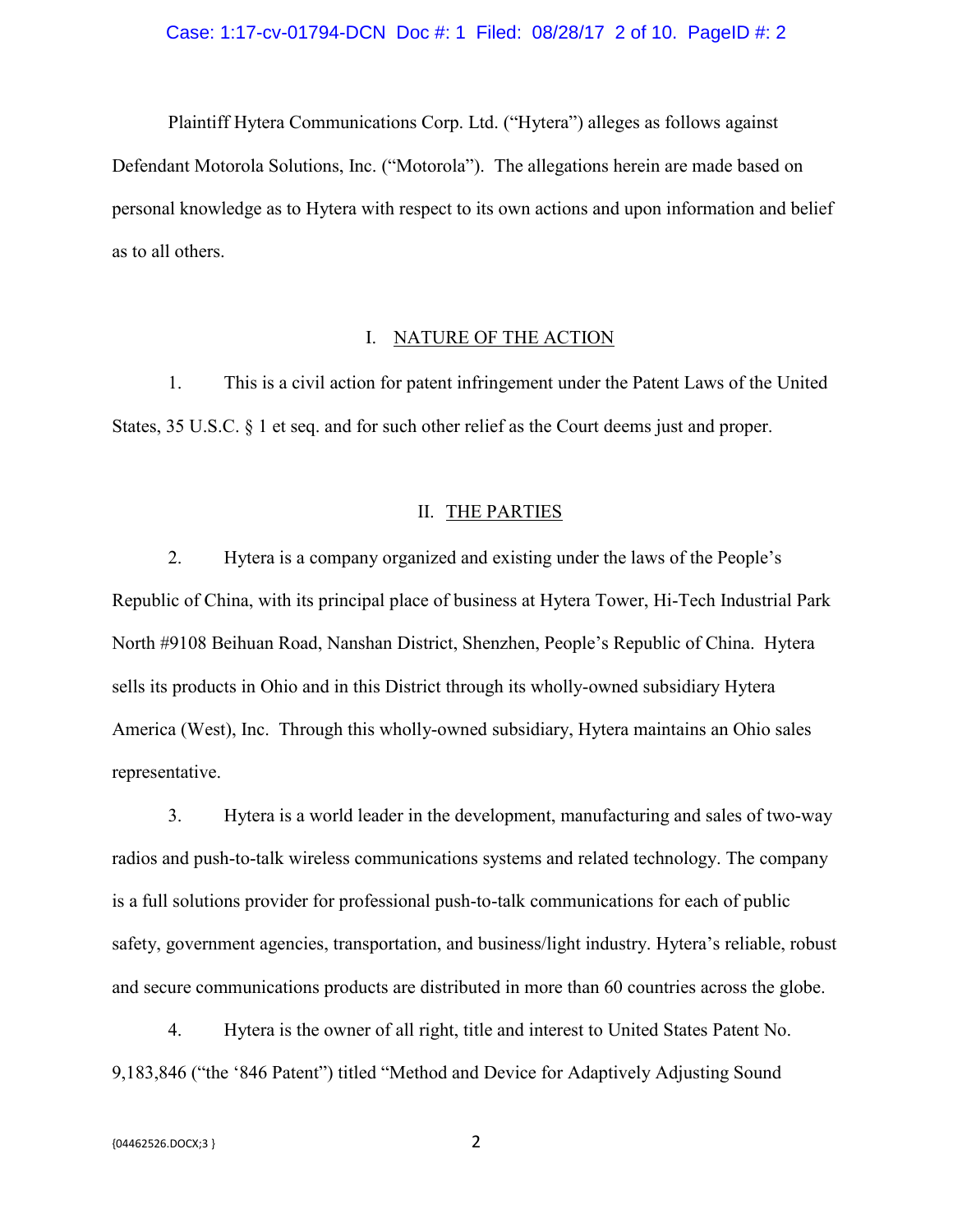Plaintiff Hytera Communications Corp. Ltd. ("Hytera") alleges as follows against Defendant Motorola Solutions, Inc. ("Motorola"). The allegations herein are made based on personal knowledge as to Hytera with respect to its own actions and upon information and belief as to all others.

## I. NATURE OF THE ACTION

1. This is a civil action for patent infringement under the Patent Laws of the United States, 35 U.S.C. § 1 et seq. and for such other relief as the Court deems just and proper.

## II. THE PARTIES

2. Hytera is a company organized and existing under the laws of the People's Republic of China, with its principal place of business at Hytera Tower, Hi-Tech Industrial Park North #9108 Beihuan Road, Nanshan District, Shenzhen, People's Republic of China. Hytera sells its products in Ohio and in this District through its wholly-owned subsidiary Hytera America (West), Inc. Through this wholly-owned subsidiary, Hytera maintains an Ohio sales representative.

3. Hytera is a world leader in the development, manufacturing and sales of two-way radios and push-to-talk wireless communications systems and related technology. The company is a full solutions provider for professional push-to-talk communications for each of public safety, government agencies, transportation, and business/light industry. Hytera's reliable, robust and secure communications products are distributed in more than 60 countries across the globe.

4. Hytera is the owner of all right, title and interest to United States Patent No. 9,183,846 ("the '846 Patent") titled "Method and Device for Adaptively Adjusting Sound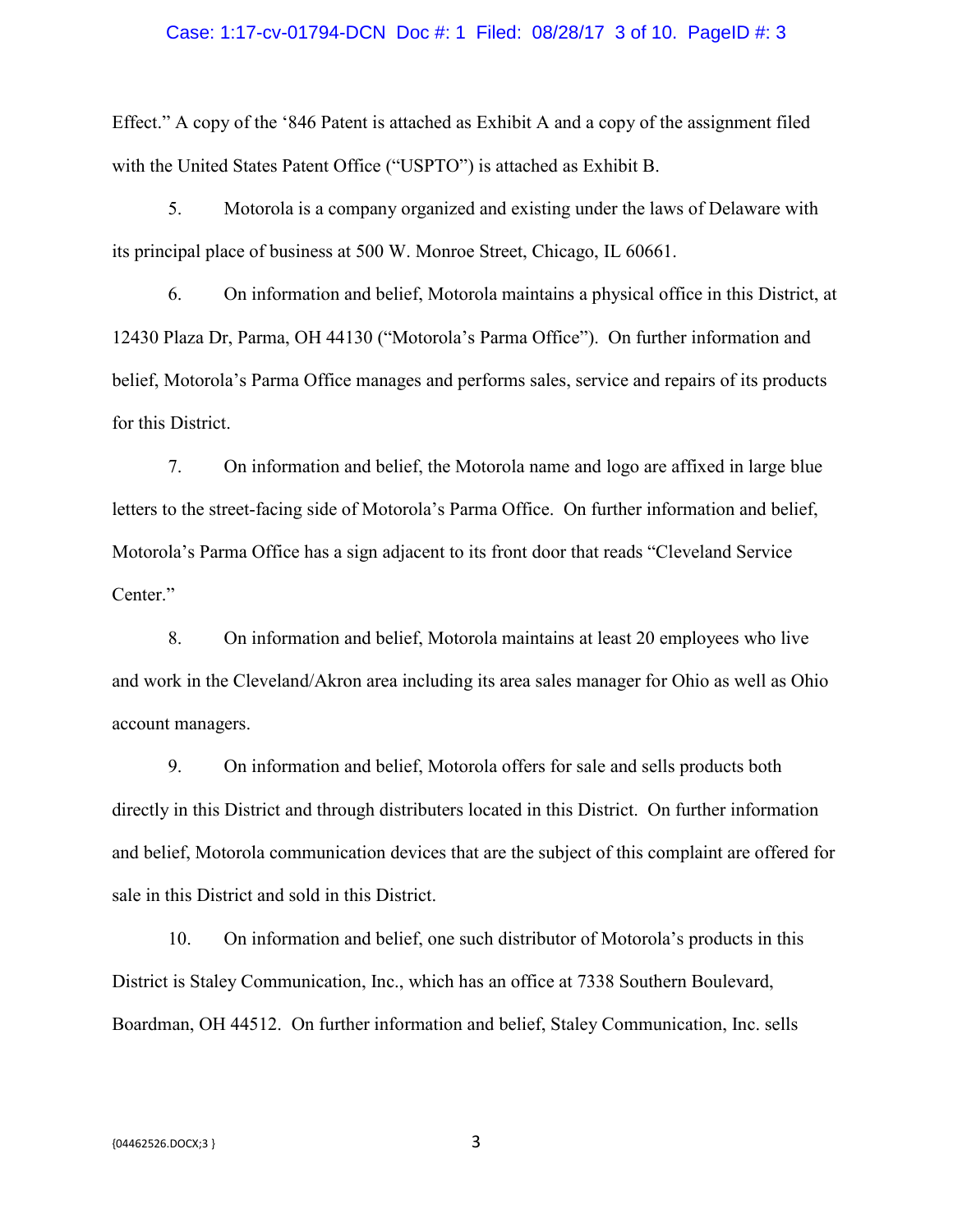Effect." A copy of the '846 Patent is attached as Exhibit A and a copy of the assignment filed with the United States Patent Office ("USPTO") is attached as Exhibit B.

5. Motorola is a company organized and existing under the laws of Delaware with its principal place of business at 500 W. Monroe Street, Chicago, IL 60661.

6. On information and belief, Motorola maintains a physical office in this District, at 12430 Plaza Dr, Parma, OH 44130 ("Motorola's Parma Office"). On further information and belief, Motorola's Parma Office manages and performs sales, service and repairs of its products for this District.

7. On information and belief, the Motorola name and logo are affixed in large blue letters to the street-facing side of Motorola's Parma Office. On further information and belief, Motorola's Parma Office has a sign adjacent to its front door that reads "Cleveland Service Center."

8. On information and belief, Motorola maintains at least 20 employees who live and work in the Cleveland/Akron area including its area sales manager for Ohio as well as Ohio account managers.

9. On information and belief, Motorola offers for sale and sells products both directly in this District and through distributers located in this District. On further information and belief, Motorola communication devices that are the subject of this complaint are offered for sale in this District and sold in this District.

10. On information and belief, one such distributor of Motorola's products in this District is Staley Communication, Inc., which has an office at 7338 Southern Boulevard, Boardman, OH 44512. On further information and belief, Staley Communication, Inc. sells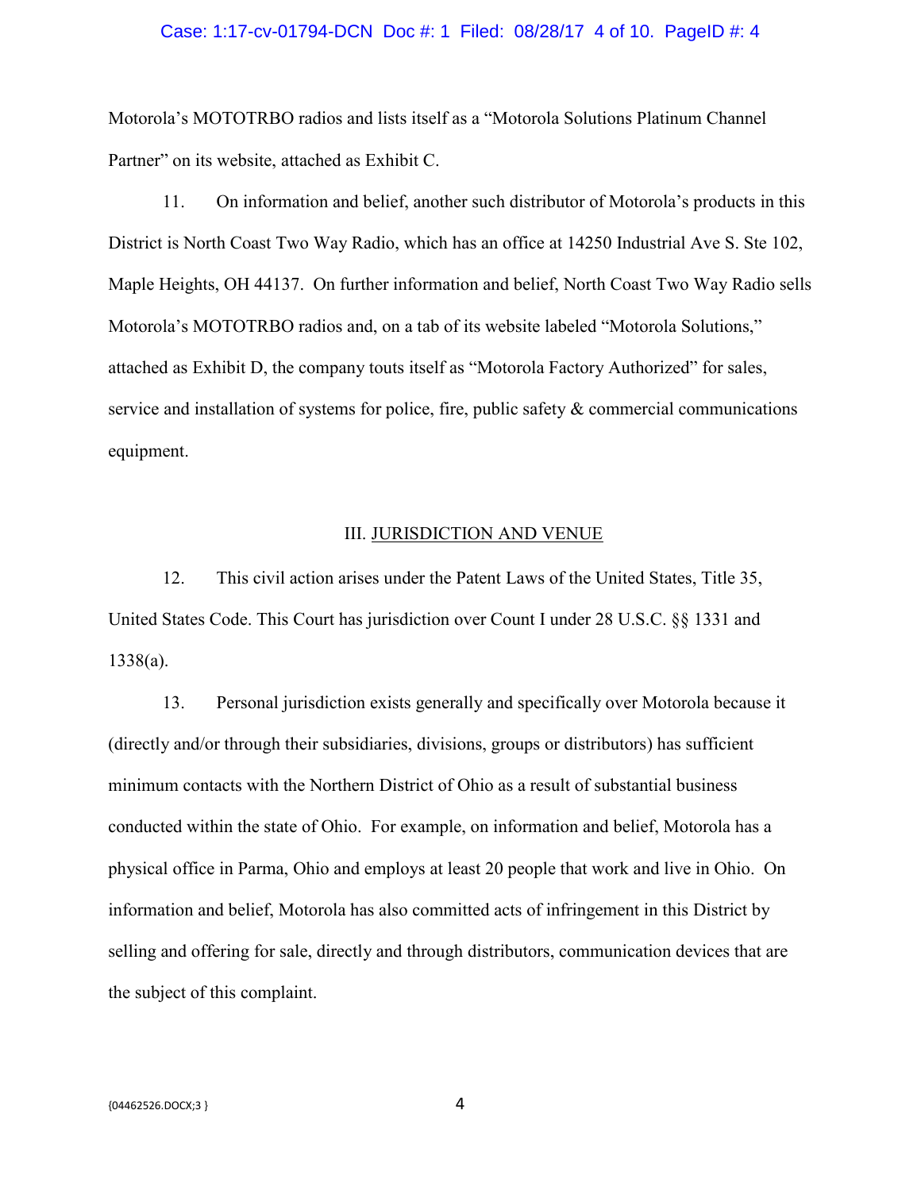Motorola's MOTOTRBO radios and lists itself as a "Motorola Solutions Platinum Channel Partner" on its website, attached as Exhibit C.

11. On information and belief, another such distributor of Motorola's products in this District is North Coast Two Way Radio, which has an office at 14250 Industrial Ave S. Ste 102, Maple Heights, OH 44137. On further information and belief, North Coast Two Way Radio sells Motorola's MOTOTRBO radios and, on a tab of its website labeled "Motorola Solutions," attached as Exhibit D, the company touts itself as "Motorola Factory Authorized" for sales, service and installation of systems for police, fire, public safety & commercial communications equipment.

## III. JURISDICTION AND VENUE

12. This civil action arises under the Patent Laws of the United States, Title 35, United States Code. This Court has jurisdiction over Count I under 28 U.S.C. §§ 1331 and 1338(a).

13. Personal jurisdiction exists generally and specifically over Motorola because it (directly and/or through their subsidiaries, divisions, groups or distributors) has sufficient minimum contacts with the Northern District of Ohio as a result of substantial business conducted within the state of Ohio. For example, on information and belief, Motorola has a physical office in Parma, Ohio and employs at least 20 people that work and live in Ohio. On information and belief, Motorola has also committed acts of infringement in this District by selling and offering for sale, directly and through distributors, communication devices that are the subject of this complaint.

{04462526.DOCX;3 }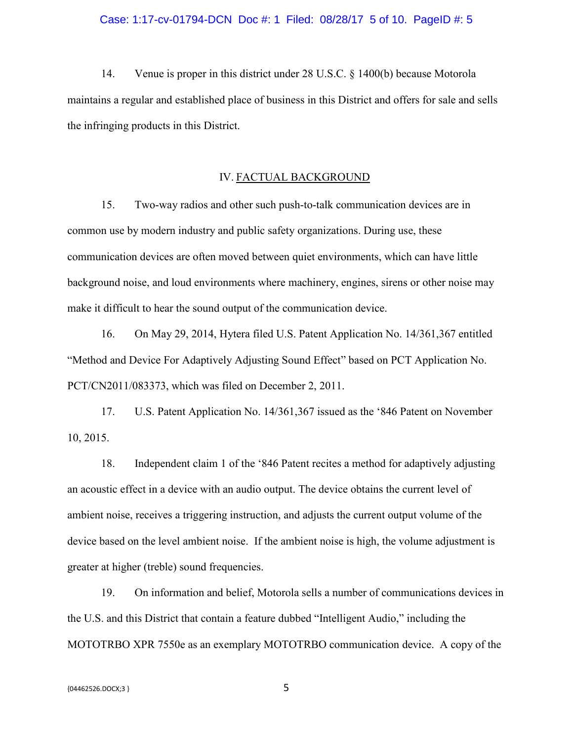14. Venue is proper in this district under 28 U.S.C. § 1400(b) because Motorola maintains a regular and established place of business in this District and offers for sale and sells the infringing products in this District.

## IV. FACTUAL BACKGROUND

15. Two-way radios and other such push-to-talk communication devices are in common use by modern industry and public safety organizations. During use, these communication devices are often moved between quiet environments, which can have little background noise, and loud environments where machinery, engines, sirens or other noise may make it difficult to hear the sound output of the communication device.

16. On May 29, 2014, Hytera filed U.S. Patent Application No. 14/361,367 entitled "Method and Device For Adaptively Adjusting Sound Effect" based on PCT Application No. PCT/CN2011/083373, which was filed on December 2, 2011.

17. U.S. Patent Application No. 14/361,367 issued as the '846 Patent on November 10, 2015.

18. Independent claim 1 of the '846 Patent recites a method for adaptively adjusting an acoustic effect in a device with an audio output. The device obtains the current level of ambient noise, receives a triggering instruction, and adjusts the current output volume of the device based on the level ambient noise. If the ambient noise is high, the volume adjustment is greater at higher (treble) sound frequencies.

19. On information and belief, Motorola sells a number of communications devices in the U.S. and this District that contain a feature dubbed "Intelligent Audio," including the MOTOTRBO XPR 7550e as an exemplary MOTOTRBO communication device. A copy of the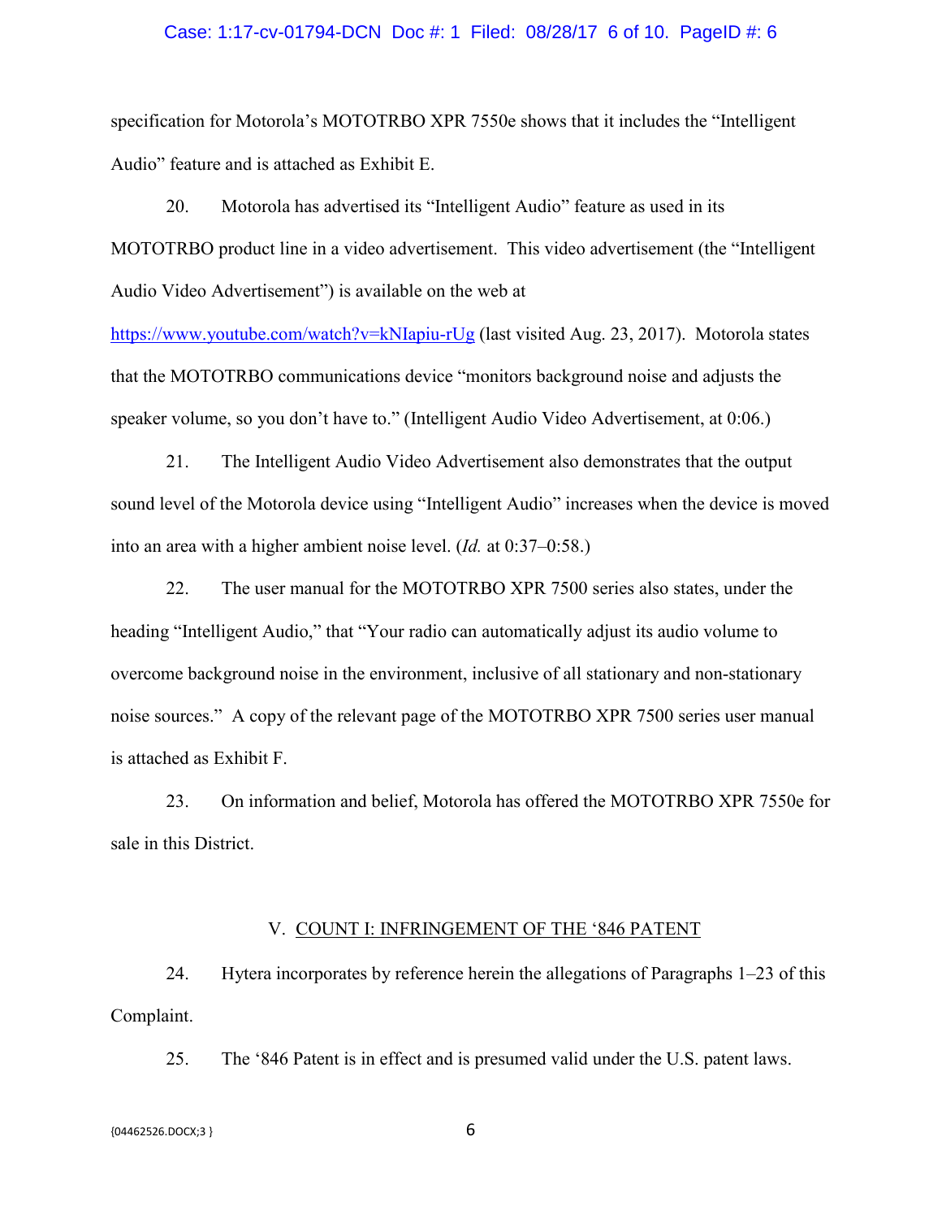specification for Motorola's MOTOTRBO XPR 7550e shows that it includes the "Intelligent Audio" feature and is attached as Exhibit E.

20. Motorola has advertised its "Intelligent Audio" feature as used in its MOTOTRBO product line in a video advertisement. This video advertisement (the "Intelligent Audio Video Advertisement") is available on the web at https://www.youtube.com/watch?v=kNIapiu-rUg (last visited Aug. 23, 2017). Motorola states that the MOTOTRBO communications device "monitors background noise and adjusts the speaker volume, so you don't have to." (Intelligent Audio Video Advertisement, at 0:06.)

21. The Intelligent Audio Video Advertisement also demonstrates that the output sound level of the Motorola device using "Intelligent Audio" increases when the device is moved into an area with a higher ambient noise level. (*Id.* at 0:37–0:58.)

22. The user manual for the MOTOTRBO XPR 7500 series also states, under the heading "Intelligent Audio," that "Your radio can automatically adjust its audio volume to overcome background noise in the environment, inclusive of all stationary and non-stationary noise sources." A copy of the relevant page of the MOTOTRBO XPR 7500 series user manual is attached as Exhibit F.

23. On information and belief, Motorola has offered the MOTOTRBO XPR 7550e for sale in this District.

## V. COUNT I: INFRINGEMENT OF THE '846 PATENT

24. Hytera incorporates by reference herein the allegations of Paragraphs 1–23 of this Complaint.

25. The '846 Patent is in effect and is presumed valid under the U.S. patent laws.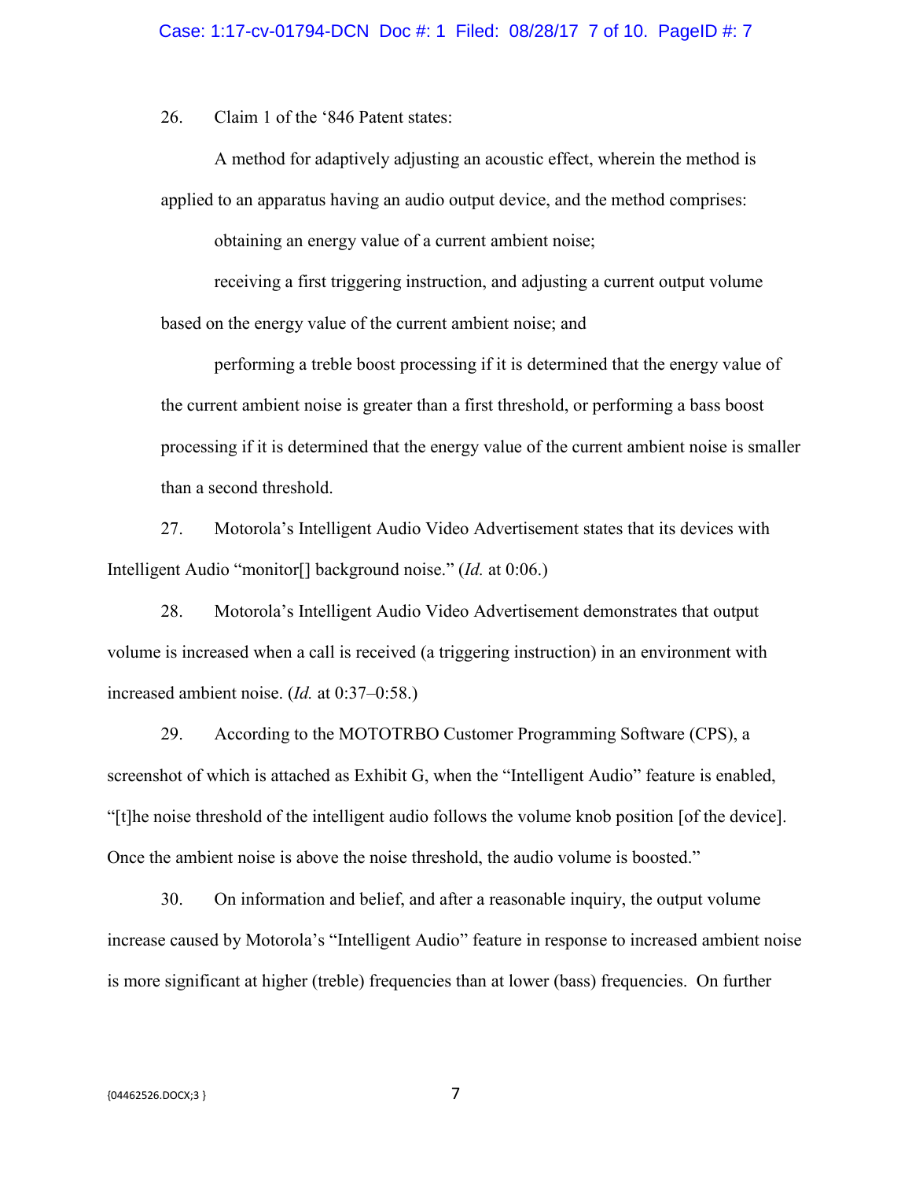26. Claim 1 of the '846 Patent states:

> A method for adaptively adjusting an acoustic effect, wherein the method is applied to an apparatus having an audio output device, and the method comprises:
>
> obtaining an energy value of a current ambient noise;
>
> receiving a first triggering instruction, and adjusting a current output volume based on the energy value of the current ambient noise; and
>
> performing a treble boost processing if it is determined that the energy value of the current ambient noise is greater than a first threshold, or performing a bass boost processing if it is determined that the energy value of the current ambient noise is smaller than a second threshold.

27. Motorola's Intelligent Audio Video Advertisement states that its devices with Intelligent Audio "monitor[] background noise." (*Id.* at 0:06.)

28. Motorola's Intelligent Audio Video Advertisement demonstrates that output volume is increased when a call is received (a triggering instruction) in an environment with increased ambient noise. (*Id.* at 0:37–0:58.)

29. According to the MOTOTRBO Customer Programming Software (CPS), a screenshot of which is attached as Exhibit G, when the "Intelligent Audio" feature is enabled, "[t]he noise threshold of the intelligent audio follows the volume knob position [of the device]. Once the ambient noise is above the noise threshold, the audio volume is boosted."

30. On information and belief, and after a reasonable inquiry, the output volume increase caused by Motorola's "Intelligent Audio" feature in response to increased ambient noise is more significant at higher (treble) frequencies than at lower (bass) frequencies. On further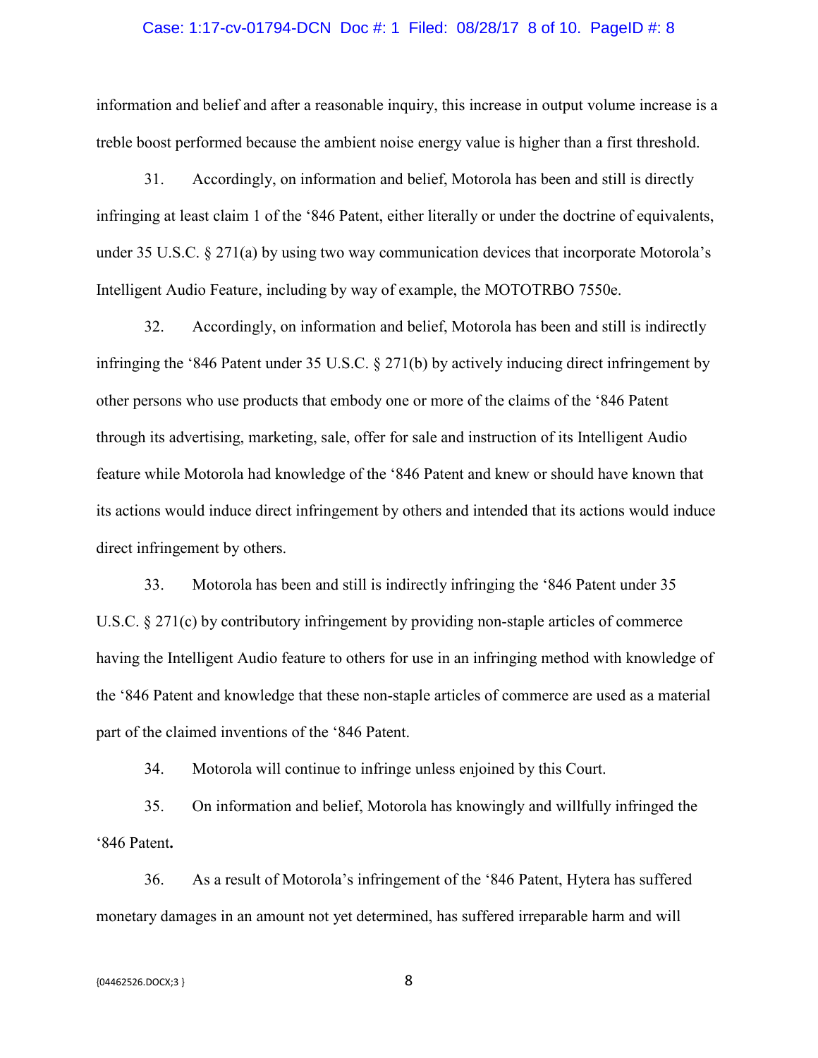information and belief and after a reasonable inquiry, this increase in output volume increase is a treble boost performed because the ambient noise energy value is higher than a first threshold.

31. Accordingly, on information and belief, Motorola has been and still is directly infringing at least claim 1 of the '846 Patent, either literally or under the doctrine of equivalents, under 35 U.S.C. § 271(a) by using two way communication devices that incorporate Motorola's Intelligent Audio Feature, including by way of example, the MOTOTRBO 7550e.

32. Accordingly, on information and belief, Motorola has been and still is indirectly infringing the '846 Patent under 35 U.S.C. § 271(b) by actively inducing direct infringement by other persons who use products that embody one or more of the claims of the '846 Patent through its advertising, marketing, sale, offer for sale and instruction of its Intelligent Audio feature while Motorola had knowledge of the '846 Patent and knew or should have known that its actions would induce direct infringement by others and intended that its actions would induce direct infringement by others.

33. Motorola has been and still is indirectly infringing the '846 Patent under 35 U.S.C. § 271(c) by contributory infringement by providing non-staple articles of commerce having the Intelligent Audio feature to others for use in an infringing method with knowledge of the '846 Patent and knowledge that these non-staple articles of commerce are used as a material part of the claimed inventions of the '846 Patent.

34. Motorola will continue to infringe unless enjoined by this Court.

35. On information and belief, Motorola has knowingly and willfully infringed the '846 Patent**.**

36. As a result of Motorola's infringement of the '846 Patent, Hytera has suffered monetary damages in an amount not yet determined, has suffered irreparable harm and will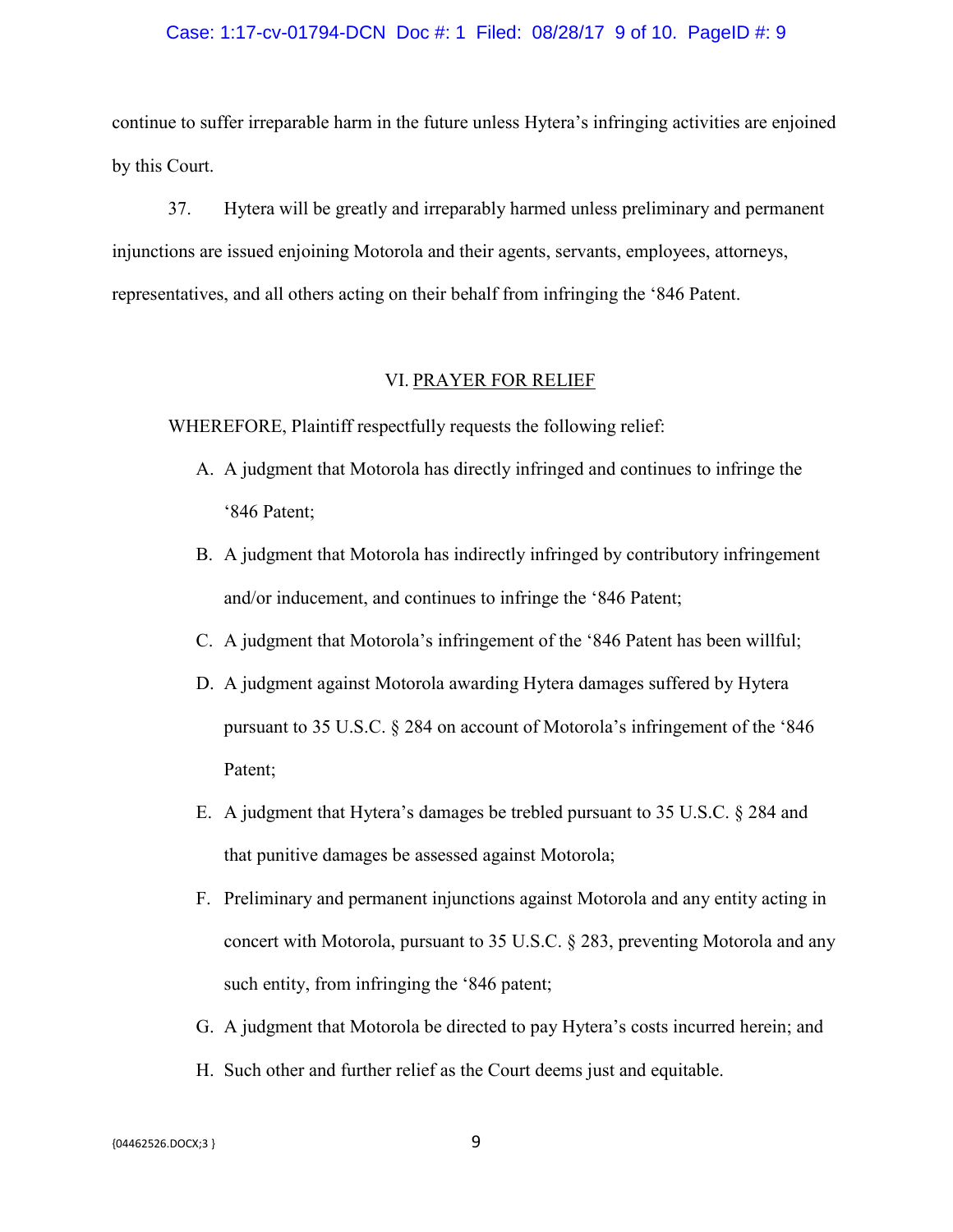continue to suffer irreparable harm in the future unless Hytera's infringing activities are enjoined by this Court.

37. Hytera will be greatly and irreparably harmed unless preliminary and permanent injunctions are issued enjoining Motorola and their agents, servants, employees, attorneys, representatives, and all others acting on their behalf from infringing the '846 Patent.

## VI. PRAYER FOR RELIEF

WHEREFORE, Plaintiff respectfully requests the following relief:

A. A judgment that Motorola has directly infringed and continues to infringe the '846 Patent;

B. A judgment that Motorola has indirectly infringed by contributory infringement and/or inducement, and continues to infringe the '846 Patent;

C. A judgment that Motorola's infringement of the '846 Patent has been willful;

D. A judgment against Motorola awarding Hytera damages suffered by Hytera pursuant to 35 U.S.C. § 284 on account of Motorola's infringement of the '846 Patent;

E. A judgment that Hytera's damages be trebled pursuant to 35 U.S.C. § 284 and that punitive damages be assessed against Motorola;

F. Preliminary and permanent injunctions against Motorola and any entity acting in concert with Motorola, pursuant to 35 U.S.C. § 283, preventing Motorola and any such entity, from infringing the '846 patent;

G. A judgment that Motorola be directed to pay Hytera's costs incurred herein; and

H. Such other and further relief as the Court deems just and equitable.

{04462526.DOCX;3 }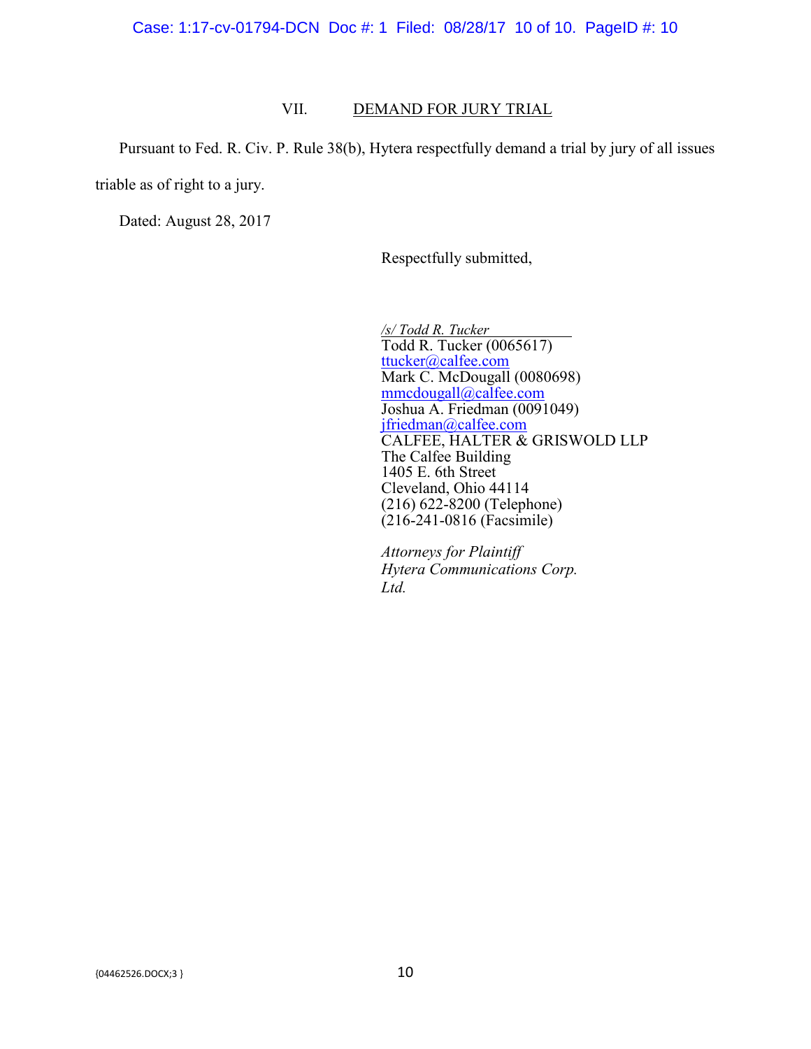## VII. DEMAND FOR JURY TRIAL

Pursuant to Fed. R. Civ. P. Rule 38(b), Hytera respectfully demand a trial by jury of all issues triable as of right to a jury.

Dated: August 28, 2017

Respectfully submitted,

*/s/ Todd R. Tucker*
Todd R. Tucker (0065617)
ttucker@calfee.com
Mark C. McDougall (0080698)
mmcdougall@calfee.com
Joshua A. Friedman (0091049)
jfriedman@calfee.com
CALFEE, HALTER & GRISWOLD LLP
The Calfee Building
1405 E. 6th Street
Cleveland, Ohio 44114
(216) 622-8200 (Telephone)
(216-241-0816 (Facsimile)

*Attorneys for Plaintiff*
*Hytera Communications Corp. Ltd.*

{04462526.DOCX;3 }